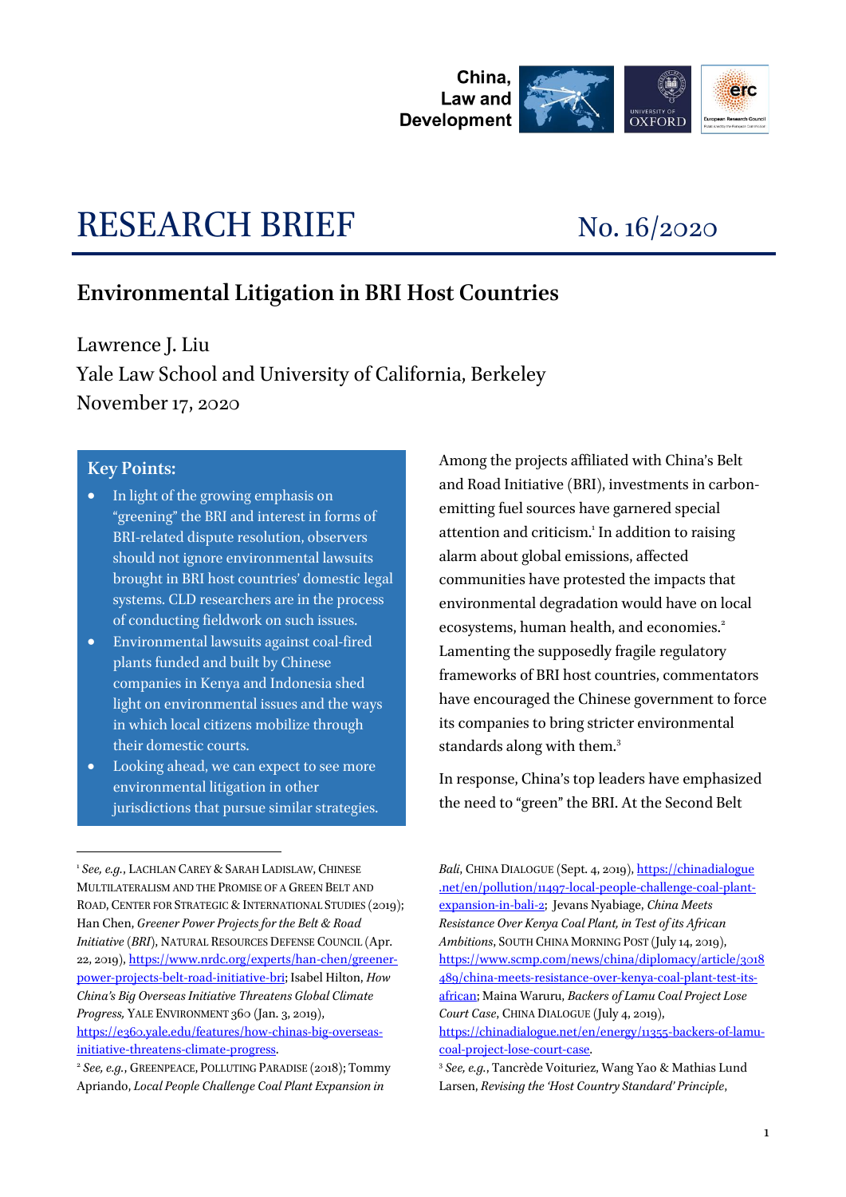China, Law and Development

# RESEARCH BRIEF

No. 16/2020

## Environmental Litigation in BRI Host Countries

Lawrence J. Liu
Yale Law School and University of California, Berkeley
November 17, 2020

### Key Points:

- In light of the growing emphasis on "greening" the BRI and interest in forms of BRI-related dispute resolution, observers should not ignore environmental lawsuits brought in BRI host countries' domestic legal systems. CLD researchers are in the process of conducting fieldwork on such issues.
- Environmental lawsuits against coal-fired plants funded and built by Chinese companies in Kenya and Indonesia shed light on environmental issues and the ways in which local citizens mobilize through their domestic courts.
- Looking ahead, we can expect to see more environmental litigation in other jurisdictions that pursue similar strategies.

Among the projects affiliated with China's Belt and Road Initiative (BRI), investments in carbon-emitting fuel sources have garnered special attention and criticism.[1] In addition to raising alarm about global emissions, affected communities have protested the impacts that environmental degradation would have on local ecosystems, human health, and economies.[2] Lamenting the supposedly fragile regulatory frameworks of BRI host countries, commentators have encouraged the Chinese government to force its companies to bring stricter environmental standards along with them.[3]

In response, China's top leaders have emphasized the need to "green" the BRI. At the Second Belt

---

[1] *See, e.g.*, LACHLAN CAREY & SARAH LADISLAW, CHINESE MULTILATERALISM AND THE PROMISE OF A GREEN BELT AND ROAD, CENTER FOR STRATEGIC & INTERNATIONAL STUDIES (2019); Han Chen, *Greener Power Projects for the Belt & Road Initiative (BRI)*, NATURAL RESOURCES DEFENSE COUNCIL (Apr. 22, 2019), https://www.nrdc.org/experts/han-chen/greener-power-projects-belt-road-initiative-bri; Isabel Hilton, *How China's Big Overseas Initiative Threatens Global Climate Progress*, YALE ENVIRONMENT 360 (Jan. 3, 2019), https://e360.yale.edu/features/how-chinas-big-overseas-initiative-threatens-climate-progress.

[2] *See, e.g.*, GREENPEACE, POLLUTING PARADISE (2018); Tommy Apriando, *Local People Challenge Coal Plant Expansion in Bali*, CHINA DIALOGUE (Sept. 4, 2019), https://chinadialogue.net/en/pollution/11497-local-people-challenge-coal-plant-expansion-in-bali-2; Jevans Nyabiage, *China Meets Resistance Over Kenya Coal Plant, in Test of its African Ambitions*, SOUTH CHINA MORNING POST (July 14, 2019), https://www.scmp.com/news/china/diplomacy/article/3018489/china-meets-resistance-over-kenya-coal-plant-test-its-african; Maina Waruru, *Backers of Lamu Coal Project Lose Court Case*, CHINA DIALOGUE (July 4, 2019), https://chinadialogue.net/en/energy/11355-backers-of-lamu-coal-project-lose-court-case.

[3] *See, e.g.*, Tancrède Voituriez, Wang Yao & Mathias Lund Larsen, *Revising the 'Host Country Standard' Principle*,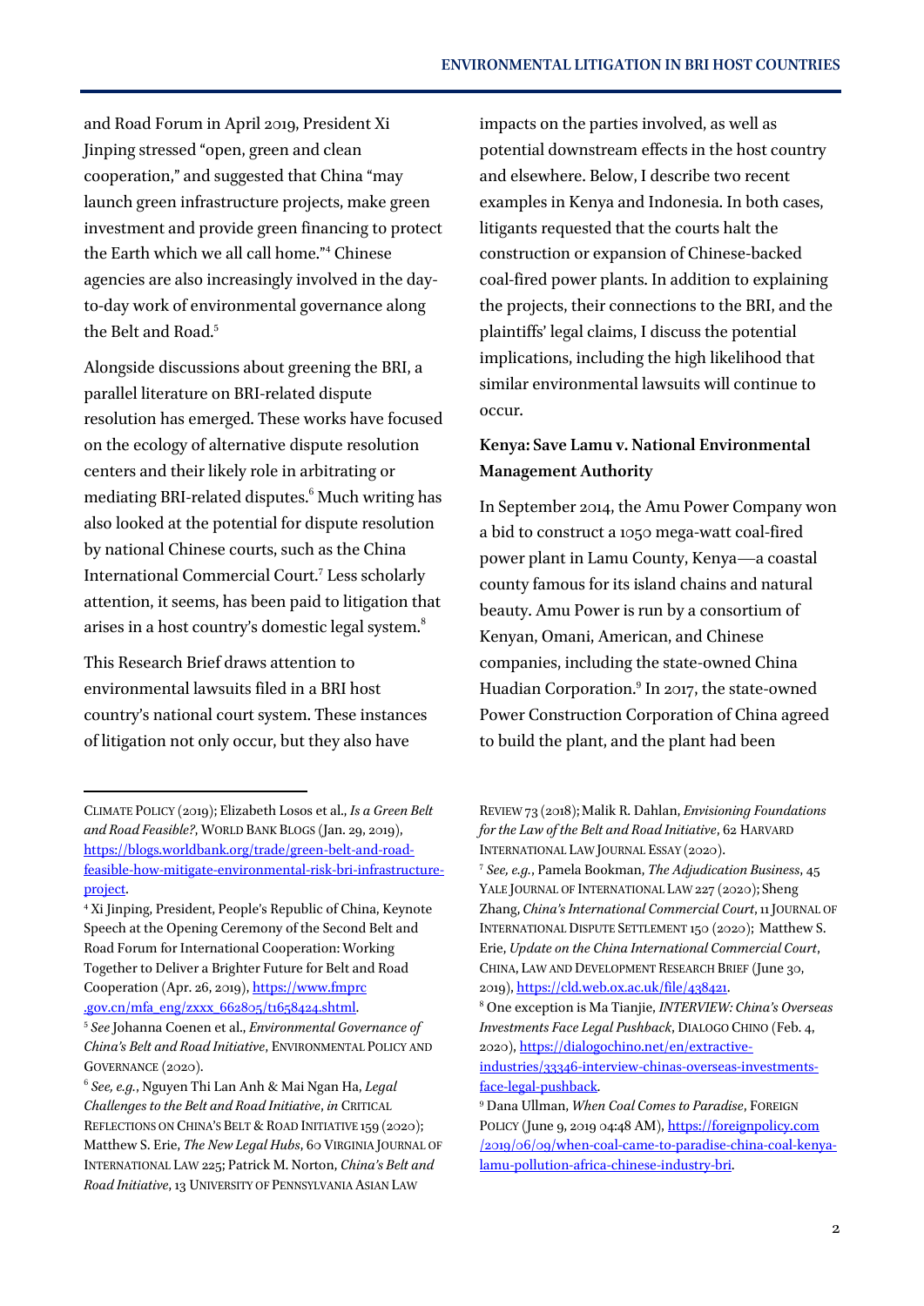and Road Forum in April 2019, President Xi Jinping stressed "open, green and clean cooperation," and suggested that China "may launch green infrastructure projects, make green investment and provide green financing to protect the Earth which we all call home."[4] Chinese agencies are also increasingly involved in the day-to-day work of environmental governance along the Belt and Road.[5]

Alongside discussions about greening the BRI, a parallel literature on BRI-related dispute resolution has emerged. These works have focused on the ecology of alternative dispute resolution centers and their likely role in arbitrating or mediating BRI-related disputes.[6] Much writing has also looked at the potential for dispute resolution by national Chinese courts, such as the China International Commercial Court.[7] Less scholarly attention, it seems, has been paid to litigation that arises in a host country's domestic legal system.[8]

This Research Brief draws attention to environmental lawsuits filed in a BRI host country's national court system. These instances of litigation not only occur, but they also have impacts on the parties involved, as well as potential downstream effects in the host country and elsewhere. Below, I describe two recent examples in Kenya and Indonesia. In both cases, litigants requested that the courts halt the construction or expansion of Chinese-backed coal-fired power plants. In addition to explaining the projects, their connections to the BRI, and the plaintiffs' legal claims, I discuss the potential implications, including the high likelihood that similar environmental lawsuits will continue to occur.

**Kenya: Save Lamu v. National Environmental Management Authority**

In September 2014, the Amu Power Company won a bid to construct a 1050 mega-watt coal-fired power plant in Lamu County, Kenya—a coastal county famous for its island chains and natural beauty. Amu Power is run by a consortium of Kenyan, Omani, American, and Chinese companies, including the state-owned China Huadian Corporation.[9] In 2017, the state-owned Power Construction Corporation of China agreed to build the plant, and the plant had been

---

CLIMATE POLICY (2019); Elizabeth Losos et al., *Is a Green Belt and Road Feasible?*, WORLD BANK BLOGS (Jan. 29, 2019), https://blogs.worldbank.org/trade/green-belt-and-road-feasible-how-mitigate-environmental-risk-bri-infrastructure-project.

[4] Xi Jinping, President, People's Republic of China, Keynote Speech at the Opening Ceremony of the Second Belt and Road Forum for International Cooperation: Working Together to Deliver a Brighter Future for Belt and Road Cooperation (Apr. 26, 2019), https://www.fmprc.gov.cn/mfa_eng/zxxx_662805/t1658424.shtml.

[5] *See* Johanna Coenen et al., *Environmental Governance of China's Belt and Road Initiative*, ENVIRONMENTAL POLICY AND GOVERNANCE (2020).

[6] *See, e.g.*, Nguyen Thi Lan Anh & Mai Ngan Ha, *Legal Challenges to the Belt and Road Initiative*, *in* CRITICAL REFLECTIONS ON CHINA'S BELT & ROAD INITIATIVE 159 (2020); Matthew S. Erie, *The New Legal Hubs*, 60 VIRGINIA JOURNAL OF INTERNATIONAL LAW 225; Patrick M. Norton, *China's Belt and Road Initiative*, 13 UNIVERSITY OF PENNSYLVANIA ASIAN LAW REVIEW 73 (2018); Malik R. Dahlan, *Envisioning Foundations for the Law of the Belt and Road Initiative*, 62 HARVARD INTERNATIONAL LAW JOURNAL ESSAY (2020).

[7] *See, e.g.*, Pamela Bookman, *The Adjudication Business*, 45 YALE JOURNAL OF INTERNATIONAL LAW 227 (2020); Sheng Zhang, *China's International Commercial Court*, 11 JOURNAL OF INTERNATIONAL DISPUTE SETTLEMENT 150 (2020); Matthew S. Erie, *Update on the China International Commercial Court*, CHINA, LAW AND DEVELOPMENT RESEARCH BRIEF (June 30, 2019), https://cld.web.ox.ac.uk/file/438421.

[8] One exception is Ma Tianjie, *INTERVIEW: China's Overseas Investments Face Legal Pushback*, DIALOGO CHINO (Feb. 4, 2020), https://dialogochino.net/en/extractive-industries/33346-interview-chinas-overseas-investments-face-legal-pushback.

[9] Dana Ullman, *When Coal Comes to Paradise*, FOREIGN POLICY (June 9, 2019 04:48 AM), https://foreignpolicy.com/2019/06/09/when-coal-came-to-paradise-china-coal-kenya-lamu-pollution-africa-chinese-industry-bri.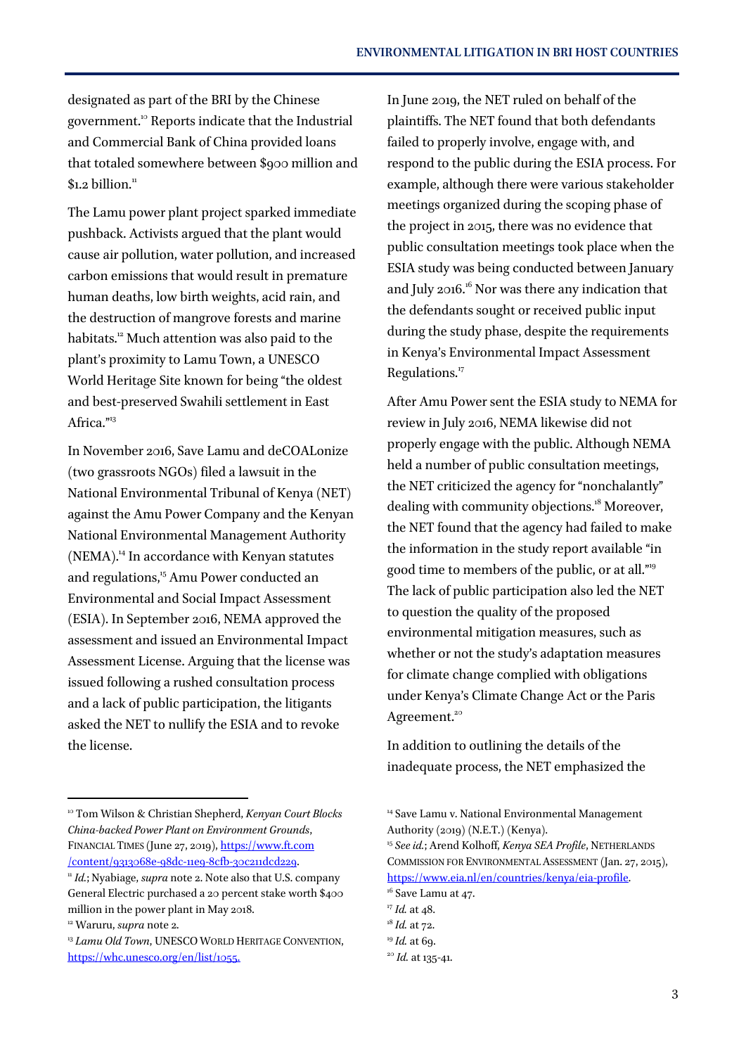designated as part of the BRI by the Chinese government.[10] Reports indicate that the Industrial and Commercial Bank of China provided loans that totaled somewhere between $900 million and $1.2 billion.[11]

The Lamu power plant project sparked immediate pushback. Activists argued that the plant would cause air pollution, water pollution, and increased carbon emissions that would result in premature human deaths, low birth weights, acid rain, and the destruction of mangrove forests and marine habitats.[12] Much attention was also paid to the plant's proximity to Lamu Town, a UNESCO World Heritage Site known for being "the oldest and best-preserved Swahili settlement in East Africa."[13]

In November 2016, Save Lamu and deCOALonize (two grassroots NGOs) filed a lawsuit in the National Environmental Tribunal of Kenya (NET) against the Amu Power Company and the Kenyan National Environmental Management Authority (NEMA).[14] In accordance with Kenyan statutes and regulations,[15] Amu Power conducted an Environmental and Social Impact Assessment (ESIA). In September 2016, NEMA approved the assessment and issued an Environmental Impact Assessment License. Arguing that the license was issued following a rushed consultation process and a lack of public participation, the litigants asked the NET to nullify the ESIA and to revoke the license.

In June 2019, the NET ruled on behalf of the plaintiffs. The NET found that both defendants failed to properly involve, engage with, and respond to the public during the ESIA process. For example, although there were various stakeholder meetings organized during the scoping phase of the project in 2015, there was no evidence that public consultation meetings took place when the ESIA study was being conducted between January and July 2016.[16] Nor was there any indication that the defendants sought or received public input during the study phase, despite the requirements in Kenya's Environmental Impact Assessment Regulations.[17]

After Amu Power sent the ESIA study to NEMA for review in July 2016, NEMA likewise did not properly engage with the public. Although NEMA held a number of public consultation meetings, the NET criticized the agency for "nonchalantly" dealing with community objections.[18] Moreover, the NET found that the agency had failed to make the information in the study report available "in good time to members of the public, or at all."[19] The lack of public participation also led the NET to question the quality of the proposed environmental mitigation measures, such as whether or not the study's adaptation measures for climate change complied with obligations under Kenya's Climate Change Act or the Paris Agreement.[20]

In addition to outlining the details of the inadequate process, the NET emphasized the

---

[10] Tom Wilson & Christian Shepherd, *Kenyan Court Blocks China-backed Power Plant on Environment Grounds*, FINANCIAL TIMES (June 27, 2019), https://www.ft.com/content/9313068e-98dc-11e9-8cfb-30c211dcd229.

[11] *Id.*; Nyabiage, *supra* note 2. Note also that U.S. company General Electric purchased a 20 percent stake worth $400 million in the power plant in May 2018.

[12] Waruru, *supra* note 2.

[13] *Lamu Old Town*, UNESCO WORLD HERITAGE CONVENTION, https://whc.unesco.org/en/list/1055.

[14] Save Lamu v. National Environmental Management Authority (2019) (N.E.T.) (Kenya).

[15] *See id.*; Arend Kolhoff, *Kenya SEA Profile*, NETHERLANDS COMMISSION FOR ENVIRONMENTAL ASSESSMENT (Jan. 27, 2015), https://www.eia.nl/en/countries/kenya/eia-profile.

[16] Save Lamu at 47.

[17] *Id.* at 48.

[18] *Id.* at 72.

[19] *Id.* at 69.

[20] *Id.* at 135-41.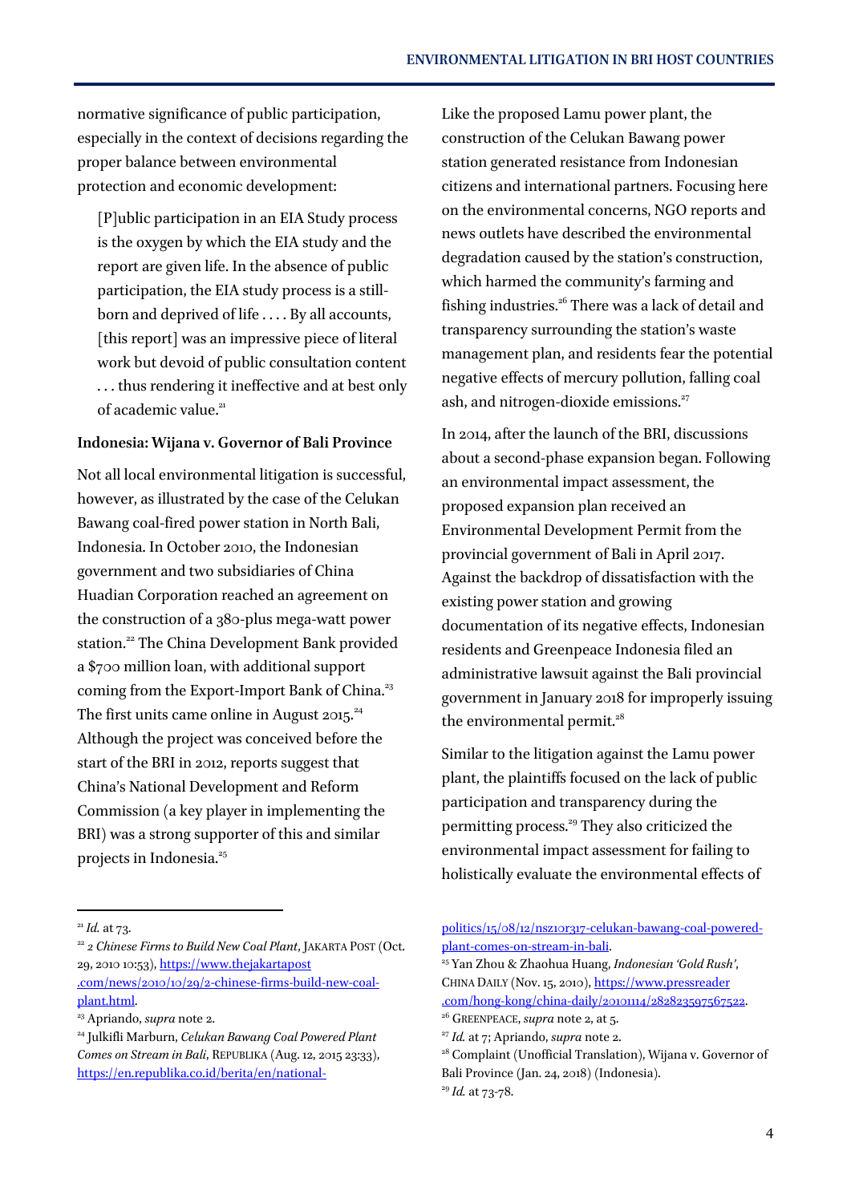normative significance of public participation, especially in the context of decisions regarding the proper balance between environmental protection and economic development:

> [P]ublic participation in an EIA Study process is the oxygen by which the EIA study and the report are given life. In the absence of public participation, the EIA study process is a still-born and deprived of life . . . . By all accounts, [this report] was an impressive piece of literal work but devoid of public consultation content . . . thus rendering it ineffective and at best only of academic value.[21]

**Indonesia: Wijana v. Governor of Bali Province**

Not all local environmental litigation is successful, however, as illustrated by the case of the Celukan Bawang coal-fired power station in North Bali, Indonesia. In October 2010, the Indonesian government and two subsidiaries of China Huadian Corporation reached an agreement on the construction of a 380-plus mega-watt power station.[22] The China Development Bank provided a $700 million loan, with additional support coming from the Export-Import Bank of China.[23] The first units came online in August 2015.[24] Although the project was conceived before the start of the BRI in 2012, reports suggest that China's National Development and Reform Commission (a key player in implementing the BRI) was a strong supporter of this and similar projects in Indonesia.[25]

Like the proposed Lamu power plant, the construction of the Celukan Bawang power station generated resistance from Indonesian citizens and international partners. Focusing here on the environmental concerns, NGO reports and news outlets have described the environmental degradation caused by the station's construction, which harmed the community's farming and fishing industries.[26] There was a lack of detail and transparency surrounding the station's waste management plan, and residents fear the potential negative effects of mercury pollution, falling coal ash, and nitrogen-dioxide emissions.[27]

In 2014, after the launch of the BRI, discussions about a second-phase expansion began. Following an environmental impact assessment, the proposed expansion plan received an Environmental Development Permit from the provincial government of Bali in April 2017. Against the backdrop of dissatisfaction with the existing power station and growing documentation of its negative effects, Indonesian residents and Greenpeace Indonesia filed an administrative lawsuit against the Bali provincial government in January 2018 for improperly issuing the environmental permit.[28]

Similar to the litigation against the Lamu power plant, the plaintiffs focused on the lack of public participation and transparency during the permitting process.[29] They also criticized the environmental impact assessment for failing to holistically evaluate the environmental effects of

---

[21] *Id.* at 73.

[22] *2 Chinese Firms to Build New Coal Plant*, JAKARTA POST (Oct. 29, 2010 10:53), https://www.thejakartapost.com/news/2010/10/29/2-chinese-firms-build-new-coal-plant.html.

[23] Apriando, *supra* note 2.

[24] Julkifli Marburn, *Celukan Bawang Coal Powered Plant Comes on Stream in Bali*, REPUBLIKA (Aug. 12, 2015 23:33), https://en.republika.co.id/berita/en/national-politics/15/08/12/nsz1or317-celukan-bawang-coal-powered-plant-comes-on-stream-in-bali.

[25] Yan Zhou & Zhaohua Huang, *Indonesian 'Gold Rush'*, CHINA DAILY (Nov. 15, 2010), https://www.pressreader.com/hong-kong/china-daily/20101114/282823597567522.

[26] GREENPEACE, *supra* note 2, at 5.

[27] *Id.* at 7; Apriando, *supra* note 2.

[28] Complaint (Unofficial Translation), Wijana v. Governor of Bali Province (Jan. 24, 2018) (Indonesia).

[29] *Id.* at 73-78.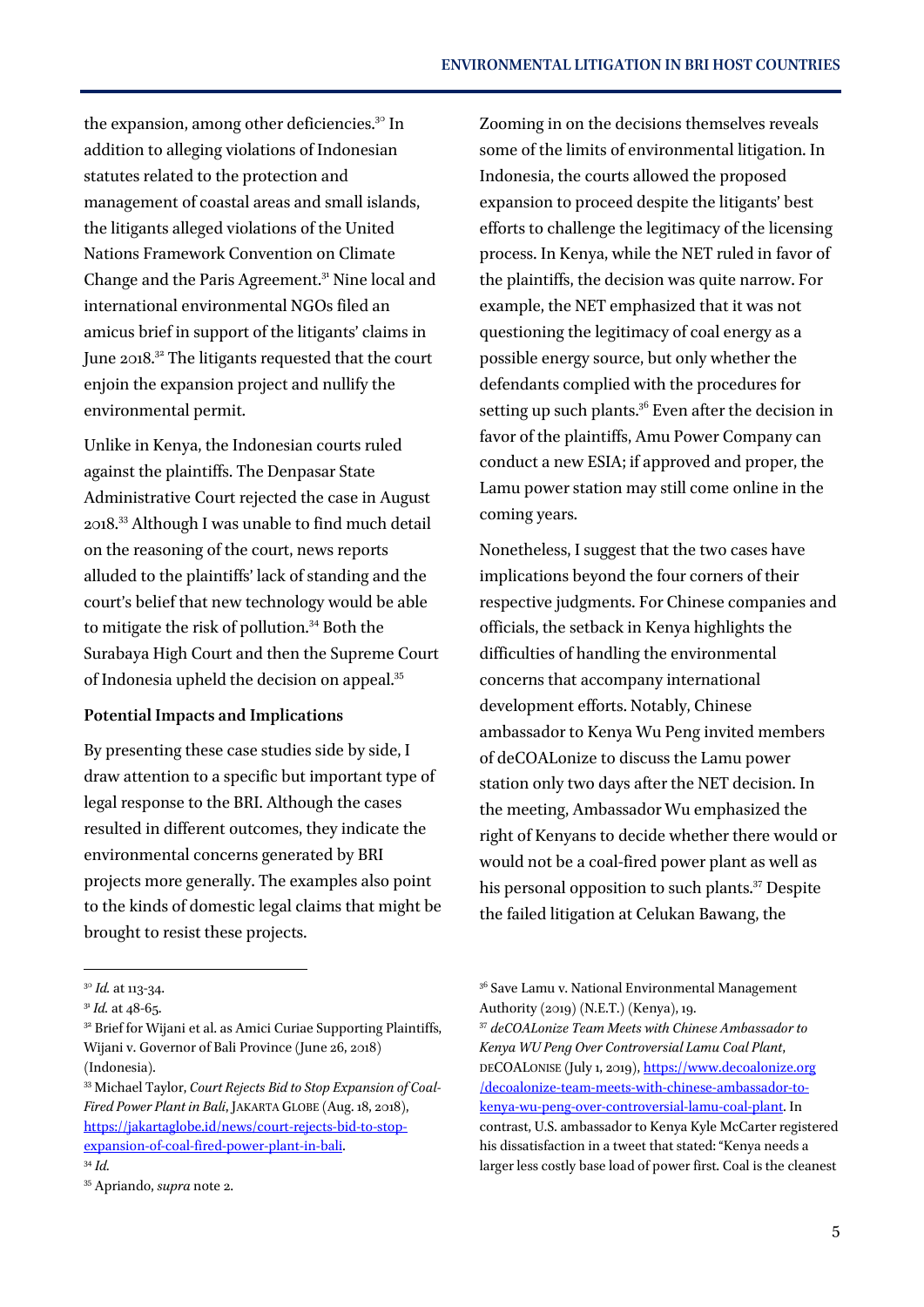the expansion, among other deficiencies.[30] In addition to alleging violations of Indonesian statutes related to the protection and management of coastal areas and small islands, the litigants alleged violations of the United Nations Framework Convention on Climate Change and the Paris Agreement.[31] Nine local and international environmental NGOs filed an amicus brief in support of the litigants' claims in June 2018.[32] The litigants requested that the court enjoin the expansion project and nullify the environmental permit.

Unlike in Kenya, the Indonesian courts ruled against the plaintiffs. The Denpasar State Administrative Court rejected the case in August 2018.[33] Although I was unable to find much detail on the reasoning of the court, news reports alluded to the plaintiffs' lack of standing and the court's belief that new technology would be able to mitigate the risk of pollution.[34] Both the Surabaya High Court and then the Supreme Court of Indonesia upheld the decision on appeal.[35]

**Potential Impacts and Implications**

By presenting these case studies side by side, I draw attention to a specific but important type of legal response to the BRI. Although the cases resulted in different outcomes, they indicate the environmental concerns generated by BRI projects more generally. The examples also point to the kinds of domestic legal claims that might be brought to resist these projects.

Zooming in on the decisions themselves reveals some of the limits of environmental litigation. In Indonesia, the courts allowed the proposed expansion to proceed despite the litigants' best efforts to challenge the legitimacy of the licensing process. In Kenya, while the NET ruled in favor of the plaintiffs, the decision was quite narrow. For example, the NET emphasized that it was not questioning the legitimacy of coal energy as a possible energy source, but only whether the defendants complied with the procedures for setting up such plants.[36] Even after the decision in favor of the plaintiffs, Amu Power Company can conduct a new ESIA; if approved and proper, the Lamu power station may still come online in the coming years.

Nonetheless, I suggest that the two cases have implications beyond the four corners of their respective judgments. For Chinese companies and officials, the setback in Kenya highlights the difficulties of handling the environmental concerns that accompany international development efforts. Notably, Chinese ambassador to Kenya Wu Peng invited members of deCOALonize to discuss the Lamu power station only two days after the NET decision. In the meeting, Ambassador Wu emphasized the right of Kenyans to decide whether there would or would not be a coal-fired power plant as well as his personal opposition to such plants.[37] Despite the failed litigation at Celukan Bawang, the

---

[30] *Id.* at 113-34.

[31] *Id.* at 48-65.

[32] Brief for Wijani et al. as Amici Curiae Supporting Plaintiffs, Wijani v. Governor of Bali Province (June 26, 2018) (Indonesia).

[33] Michael Taylor, *Court Rejects Bid to Stop Expansion of Coal-Fired Power Plant in Bali*, JAKARTA GLOBE (Aug. 18, 2018), https://jakartaglobe.id/news/court-rejects-bid-to-stop-expansion-of-coal-fired-power-plant-in-bali.

[34] *Id.*

[35] Apriando, *supra* note 2.

[36] Save Lamu v. National Environmental Management Authority (2019) (N.E.T.) (Kenya), 19.

[37] *deCOALonize Team Meets with Chinese Ambassador to Kenya WU Peng Over Controversial Lamu Coal Plant*, DECOALONISE (July 1, 2019), https://www.decoalonize.org/decoalonize-team-meets-with-chinese-ambassador-to-kenya-wu-peng-over-controversial-lamu-coal-plant. In contrast, U.S. ambassador to Kenya Kyle McCarter registered his dissatisfaction in a tweet that stated: "Kenya needs a larger less costly base load of power first. Coal is the cleanest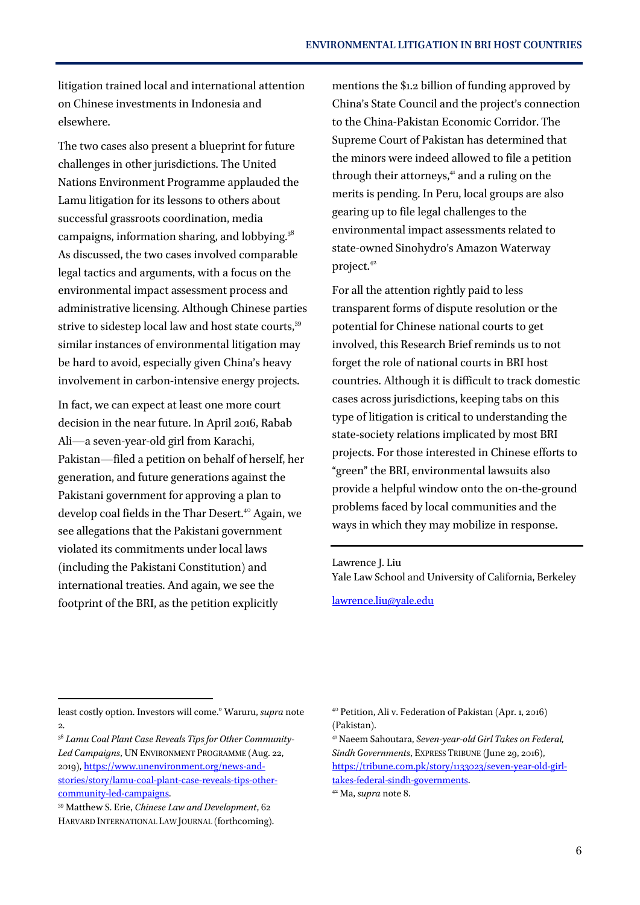litigation trained local and international attention on Chinese investments in Indonesia and elsewhere.

The two cases also present a blueprint for future challenges in other jurisdictions. The United Nations Environment Programme applauded the Lamu litigation for its lessons to others about successful grassroots coordination, media campaigns, information sharing, and lobbying.[38] As discussed, the two cases involved comparable legal tactics and arguments, with a focus on the environmental impact assessment process and administrative licensing. Although Chinese parties strive to sidestep local law and host state courts,[39] similar instances of environmental litigation may be hard to avoid, especially given China's heavy involvement in carbon-intensive energy projects.

In fact, we can expect at least one more court decision in the near future. In April 2016, Rabab Ali—a seven-year-old girl from Karachi, Pakistan—filed a petition on behalf of herself, her generation, and future generations against the Pakistani government for approving a plan to develop coal fields in the Thar Desert.[40] Again, we see allegations that the Pakistani government violated its commitments under local laws (including the Pakistani Constitution) and international treaties. And again, we see the footprint of the BRI, as the petition explicitly mentions the $1.2 billion of funding approved by China's State Council and the project's connection to the China-Pakistan Economic Corridor. The Supreme Court of Pakistan has determined that the minors were indeed allowed to file a petition through their attorneys,[41] and a ruling on the merits is pending. In Peru, local groups are also gearing up to file legal challenges to the environmental impact assessments related to state-owned Sinohydro's Amazon Waterway project.[42]

For all the attention rightly paid to less transparent forms of dispute resolution or the potential for Chinese national courts to get involved, this Research Brief reminds us to not forget the role of national courts in BRI host countries. Although it is difficult to track domestic cases across jurisdictions, keeping tabs on this type of litigation is critical to understanding the state-society relations implicated by most BRI projects. For those interested in Chinese efforts to "green" the BRI, environmental lawsuits also provide a helpful window onto the on-the-ground problems faced by local communities and the ways in which they may mobilize in response.

---

Lawrence J. Liu
Yale Law School and University of California, Berkeley

[lawrence.liu@yale.edu](mailto:lawrence.liu@yale.edu)

---

least costly option. Investors will come." Waruru, *supra* note 2.

[38] *Lamu Coal Plant Case Reveals Tips for Other Community-Led Campaigns*, UN ENVIRONMENT PROGRAMME (Aug. 22, 2019), https://www.unenvironment.org/news-and-stories/story/lamu-coal-plant-case-reveals-tips-other-community-led-campaigns.

[39] Matthew S. Erie, *Chinese Law and Development*, 62 HARVARD INTERNATIONAL LAW JOURNAL (forthcoming).

[40] Petition, Ali v. Federation of Pakistan (Apr. 1, 2016) (Pakistan).

[41] Naeem Sahoutara, *Seven-year-old Girl Takes on Federal, Sindh Governments*, EXPRESS TRIBUNE (June 29, 2016), https://tribune.com.pk/story/1133023/seven-year-old-girl-takes-federal-sindh-governments.

[42] Ma, *supra* note 8.